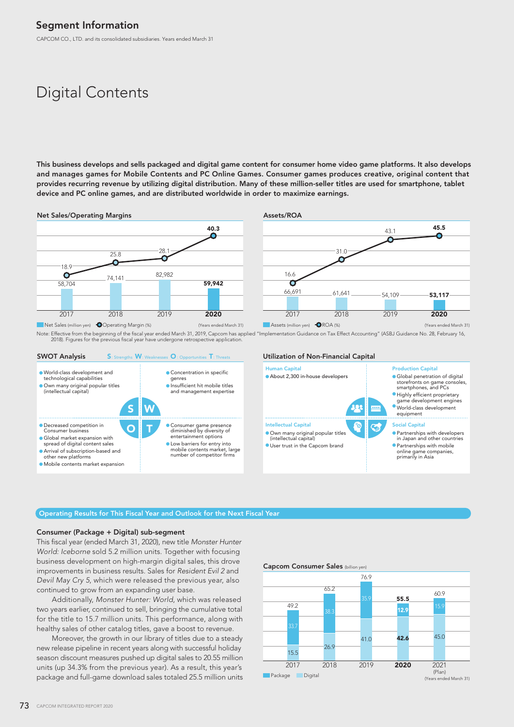## Segment Information

CAPCOM CO., LTD. and its consolidated subsidiaries. Years ended March 31

# Digital Contents

**This business develops and sells packaged and digital game content for consumer home video game platforms. It also develops and manages games for Mobile Contents and PC Online Games. Consumer games produces creative, original content that provides recurring revenue by utilizing digital distribution. Many of these million-seller titles are used for smartphone, tablet device and PC online games, and are distributed worldwide in order to maximize earnings.**

### Net Sales/Operating Margins

| | 2017 | 2018 | 2019 | 2020 |
|---|---|---|---|---|
| Net Sales (million yen) | 58,704 | 74,141 | 82,982 | **59,942** |
| Operating Margin (%) | 18.9 | 25.8 | 28.1 | **40.3** |

(Years ended March 31)

### Assets/ROA

| | 2017 | 2018 | 2019 | 2020 |
|---|---|---|---|---|
| Assets (million yen) | 66,691 | 61,641 | 54,109 | **53,117** |
| ROA (%) | 16.6 | 31.0 | 43.1 | **45.5** |

(Years ended March 31)

Note: Effective from the beginning of the fiscal year ended March 31, 2019, Capcom has applied "Implementation Guidance on Tax Effect Accounting" (ASBJ Guidance No. 28, February 16, 2018). Figures for the previous fiscal year have undergone retrospective application.

### SWOT Analysis

S: Strengths W: Weaknesses O: Opportunities T: Threats

**S: Strengths**
- World-class development and technological capabilities
- Own many original popular titles (intellectual capital)

**W: Weaknesses**
- Concentration in specific genres
- Insufficient hit mobile titles and management expertise

**O: Opportunities**
- Decreased competition in Consumer business
- Global market expansion with spread of digital content sales
- Arrival of subscription-based and other new platforms
- Mobile contents market expansion

**T: Threats**
- Consumer game presence diminished by diversity of entertainment options
- Low barriers for entry into mobile contents market, large number of competitor firms

### Utilization of Non-Financial Capital

**Human Capital**
- About 2,300 in-house developers

**Production Capital**
- Global penetration of digital storefronts on game consoles, smartphones, and PCs
- Highly efficient proprietary game development engines
- World-class development equipment

**Intellectual Capital**
- Own many original popular titles (intellectual capital)
- User trust in the Capcom brand

**Social Capital**
- Partnerships with developers in Japan and other countries
- Partnerships with mobile online game companies, primarily in Asia

## Operating Results for This Fiscal Year and Outlook for the Next Fiscal Year

### Consumer (Package + Digital) sub-segment

This fiscal year (ended March 31, 2020), new title *Monster Hunter World: Iceborne* sold 5.2 million units. Together with focusing business development on high-margin digital sales, this drove improvements in business results. Sales for *Resident Evil 2* and *Devil May Cry 5*, which were released the previous year, also continued to grow from an expanding user base.

Additionally, *Monster Hunter: World*, which was released two years earlier, continued to sell, bringing the cumulative total for the title to 15.7 million units. This performance, along with healthy sales of other catalog titles, gave a boost to revenue.

Moreover, the growth in our library of titles due to a steady new release pipeline in recent years along with successful holiday season discount measures pushed up digital sales to 20.55 million units (up 34.3% from the previous year). As a result, this year's package and full-game download sales totaled 25.5 million units

### Capcom Consumer Sales (billion yen)

| | 2017 | 2018 | 2019 | 2020 | 2021 (Plan) |
|---|---|---|---|---|---|
| Package | 33.7 | 38.3 | 35.9 | **12.9** | 15.9 |
| Digital | 15.5 | 26.9 | 41.0 | **42.6** | 45.0 |
| Total | 49.2 | 65.2 | 76.9 | **55.5** | 60.9 |

(Years ended March 31)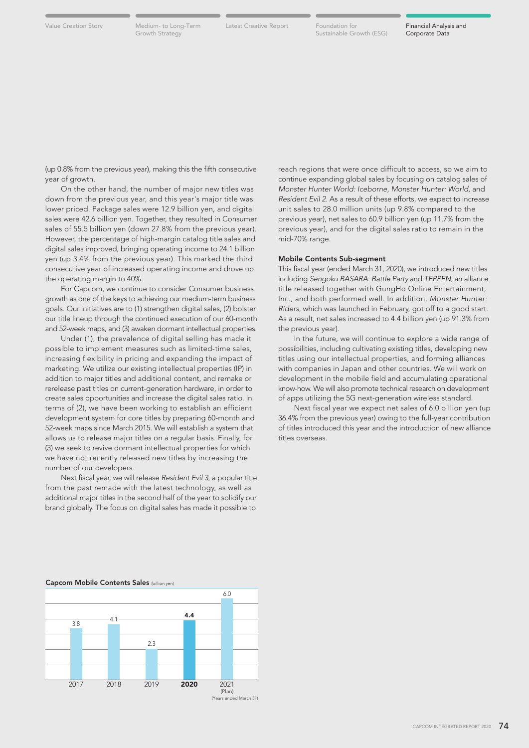(up 0.8% from the previous year), making this the fifth consecutive year of growth.

On the other hand, the number of major new titles was down from the previous year, and this year's major title was lower priced. Package sales were 12.9 billion yen, and digital sales were 42.6 billion yen. Together, they resulted in Consumer sales of 55.5 billion yen (down 27.8% from the previous year). However, the percentage of high-margin catalog title sales and digital sales improved, bringing operating income to 24.1 billion yen (up 3.4% from the previous year). This marked the third consecutive year of increased operating income and drove up the operating margin to 40%.

For Capcom, we continue to consider Consumer business growth as one of the keys to achieving our medium-term business goals. Our initiatives are to (1) strengthen digital sales, (2) bolster our title lineup through the continued execution of our 60-month and 52-week maps, and (3) awaken dormant intellectual properties.

Under (1), the prevalence of digital selling has made it possible to implement measures such as limited-time sales, increasing flexibility in pricing and expanding the impact of marketing. We utilize our existing intellectual properties (IP) in addition to major titles and additional content, and remake or rerelease past titles on current-generation hardware, in order to create sales opportunities and increase the digital sales ratio. In terms of (2), we have been working to establish an efficient development system for core titles by preparing 60-month and 52-week maps since March 2015. We will establish a system that allows us to release major titles on a regular basis. Finally, for (3) we seek to revive dormant intellectual properties for which we have not recently released new titles by increasing the number of our developers.

Next fiscal year, we will release *Resident Evil 3*, a popular title from the past remade with the latest technology, as well as additional major titles in the second half of the year to solidify our brand globally. The focus on digital sales has made it possible to reach regions that were once difficult to access, so we aim to continue expanding global sales by focusing on catalog sales of *Monster Hunter World: Iceborne*, *Monster Hunter: World*, and *Resident Evil 2*. As a result of these efforts, we expect to increase unit sales to 28.0 million units (up 9.8% compared to the previous year), net sales to 60.9 billion yen (up 11.7% from the previous year), and for the digital sales ratio to remain in the mid-70% range.

### Mobile Contents Sub-segment

This fiscal year (ended March 31, 2020), we introduced new titles including *Sengoku BASARA: Battle Party* and *TEPPEN*, an alliance title released together with GungHo Online Entertainment, Inc., and both performed well. In addition, *Monster Hunter: Riders*, which was launched in February, got off to a good start. As a result, net sales increased to 4.4 billion yen (up 91.3% from the previous year).

In the future, we will continue to explore a wide range of possibilities, including cultivating existing titles, developing new titles using our intellectual properties, and forming alliances with companies in Japan and other countries. We will work on development in the mobile field and accumulating operational know-how. We will also promote technical research on development of apps utilizing the 5G next-generation wireless standard.

Next fiscal year we expect net sales of 6.0 billion yen (up 36.4% from the previous year) owing to the full-year contribution of titles introduced this year and the introduction of new alliance titles overseas.

**Capcom Mobile Contents Sales** (billion yen)

| 2017 | 2018 | 2019 | **2020** | 2021 (Plan) |
|---|---|---|---|---|
| 3.8 | 4.1 | 2.3 | **4.4** | 6.0 |

(Years ended March 31)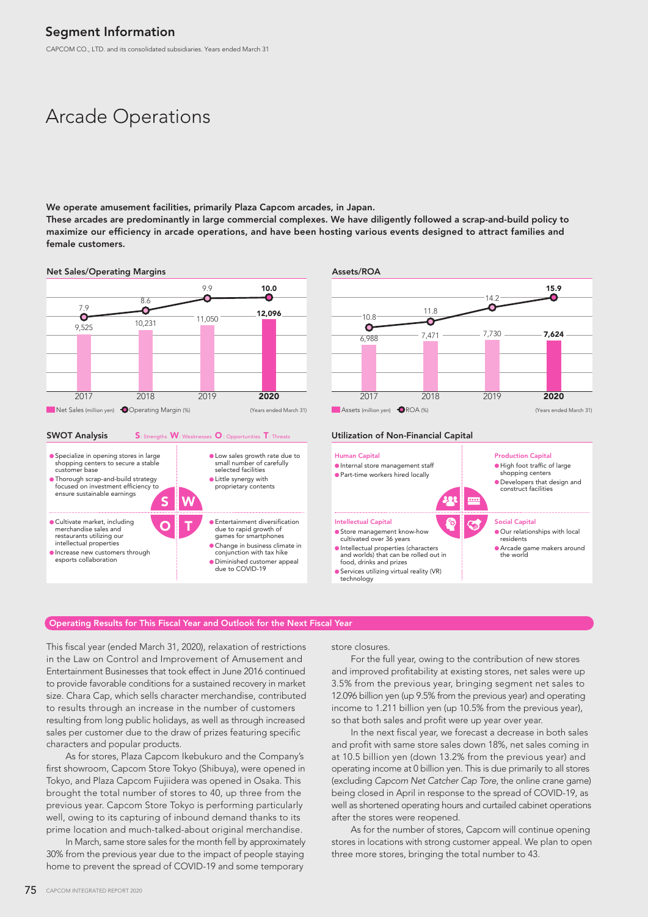## Segment Information

CAPCOM CO., LTD. and its consolidated subsidiaries. Years ended March 31

# Arcade Operations

**We operate amusement facilities, primarily Plaza Capcom arcades, in Japan.**
**These arcades are predominantly in large commercial complexes. We have diligently followed a scrap-and-build policy to maximize our efficiency in arcade operations, and have been hosting various events designed to attract families and female customers.**

### Net Sales/Operating Margins

| Years ended March 31 | 2017 | 2018 | 2019 | 2020 |
|---|---|---|---|---|
| Net Sales (million yen) | 9,525 | 10,231 | 11,050 | 12,096 |
| Operating Margin (%) | 7.9 | 8.6 | 9.9 | 10.0 |

### Assets/ROA

| Years ended March 31 | 2017 | 2018 | 2019 | 2020 |
|---|---|---|---|---|
| Assets (million yen) | 6,988 | 7,471 | 7,730 | 7,624 |
| ROA (%) | 10.8 | 11.8 | 14.2 | 15.9 |

### SWOT Analysis

S: Strengths W: Weaknesses O: Opportunities T: Threats

**S**
- Specialize in opening stores in large shopping centers to secure a stable customer base
- Thorough scrap-and-build strategy focused on investment efficiency to ensure sustainable earnings

**W**
- Low sales growth rate due to small number of carefully selected facilities
- Little synergy with proprietary contents

**O**
- Cultivate market, including merchandise sales and restaurants utilizing our intellectual properties
- Increase new customers through esports collaboration

**T**
- Entertainment diversification due to rapid growth of games for smartphones
- Change in business climate in conjunction with tax hike
- Diminished customer appeal due to COVID-19

### Utilization of Non-Financial Capital

**Human Capital**
- Internal store management staff
- Part-time workers hired locally

**Production Capital**
- High foot traffic of large shopping centers
- Developers that design and construct facilities

**Intellectual Capital**
- Store management know-how cultivated over 36 years
- Intellectual properties (characters and worlds) that can be rolled out in food, drinks and prizes
- Services utilizing virtual reality (VR) technology

**Social Capital**
- Our relationships with local residents
- Arcade game makers around the world

## Operating Results for This Fiscal Year and Outlook for the Next Fiscal Year

This fiscal year (ended March 31, 2020), relaxation of restrictions in the Law on Control and Improvement of Amusement and Entertainment Businesses that took effect in June 2016 continued to provide favorable conditions for a sustained recovery in market size. Chara Cap, which sells character merchandise, contributed to results through an increase in the number of customers resulting from long public holidays, as well as through increased sales per customer due to the draw of prizes featuring specific characters and popular products.

As for stores, Plaza Capcom Ikebukuro and the Company's first showroom, Capcom Store Tokyo (Shibuya), were opened in Tokyo, and Plaza Capcom Fujiidera was opened in Osaka. This brought the total number of stores to 40, up three from the previous year. Capcom Store Tokyo is performing particularly well, owing to its capturing of inbound demand thanks to its prime location and much-talked-about original merchandise.

In March, same store sales for the month fell by approximately 30% from the previous year due to the impact of people staying home to prevent the spread of COVID-19 and some temporary store closures.

For the full year, owing to the contribution of new stores and improved profitability at existing stores, net sales were up 3.5% from the previous year, bringing segment net sales to 12.096 billion yen (up 9.5% from the previous year) and operating income to 1.211 billion yen (up 10.5% from the previous year), so that both sales and profit were up year over year.

In the next fiscal year, we forecast a decrease in both sales and profit with same store sales down 18%, net sales coming in at 10.5 billion yen (down 13.2% from the previous year) and operating income at 0 billion yen. This is due primarily to all stores (excluding *Capcom Net Catcher Cap Tore*, the online crane game) being closed in April in response to the spread of COVID-19, as well as shortened operating hours and curtailed cabinet operations after the stores were reopened.

As for the number of stores, Capcom will continue opening stores in locations with strong customer appeal. We plan to open three more stores, bringing the total number to 43.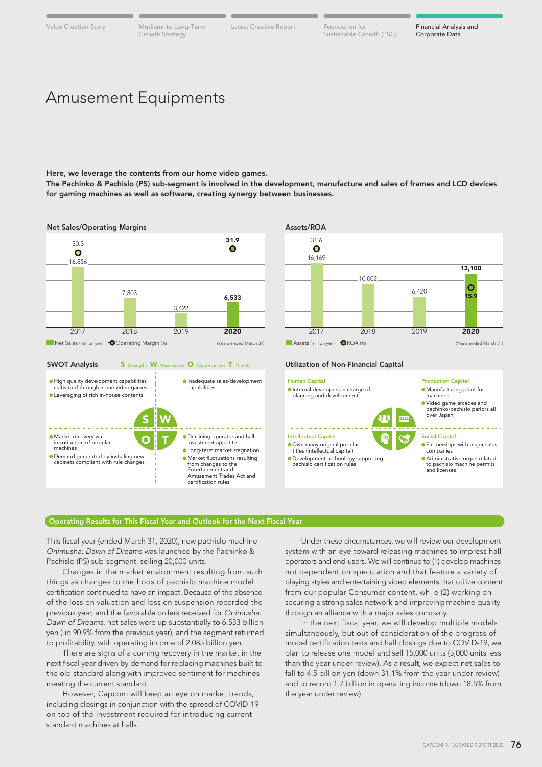# Amusement Equipments

**Here, we leverage the contents from our home video games.**
**The Pachinko & Pachislo (PS) sub-segment is involved in the development, manufacture and sales of frames and LCD devices for gaming machines as well as software, creating synergy between businesses.**

### Net Sales/Operating Margins

| Years ended March 31 | 2017 | 2018 | 2019 | 2020 |
|---|---|---|---|---|
| Net Sales (million yen) | 16,856 | 7,803 | 3,422 | 6,533 |
| Operating Margin (%) | 30.3 | | | 31.9 |

### Assets/ROA

| Years ended March 31 | 2017 | 2018 | 2019 | 2020 |
|---|---|---|---|---|
| Assets (million yen) | 16,169 | 10,002 | 6,420 | 13,100 |
| ROA (%) | 31.6 | | | 15.9 |

### SWOT Analysis

S: Strengths W: Weaknesses O: Opportunities T: Threats

**S**
- High quality development capabilities cultivated through home video games
- Leveraging of rich in-house contents

**W**
- Inadequate sales/development capabilities

**O**
- Market recovery via introduction of popular machines
- Demand generated by installing new cabinets compliant with rule changes

**T**
- Declining operator and hall investment appetite
- Long-term market stagnation
- Market fluctuations resulting from changes to the Entertainment and Amusement Trades Act and certification rules

### Utilization of Non-Financial Capital

**Human Capital**
- Internal developers in charge of planning and development

**Production Capital**
- Manufacturing plant for machines
- Video game arcades and pachinko/pachislo parlors all over Japan

**Intellectual Capital**
- Own many original popular titles (intellectual capital)
- Development technology supporting pachislo certification rules

**Social Capital**
- Partnerships with major sales companies
- Administrative organ related to pachislo machine permits and licenses

## Operating Results for This Fiscal Year and Outlook for the Next Fiscal Year

This fiscal year (ended March 31, 2020), new pachislo machine *Onimusha: Dawn of Dreams* was launched by the Pachinko & Pachislo (PS) sub-segment, selling 20,000 units.

Changes in the market environment resulting from such things as changes to methods of pachislo machine model certification continued to have an impact. Because of the absence of the loss on valuation and loss on suspension recorded the previous year, and the favorable orders received for *Onimusha: Dawn of Dreams*, net sales were up substantially to 6.533 billion yen (up 90.9% from the previous year), and the segment returned to profitability, with operating income of 2.085 billion yen.

There are signs of a coming recovery in the market in the next fiscal year driven by demand for replacing machines built to the old standard along with improved sentiment for machines meeting the current standard.

However, Capcom will keep an eye on market trends, including closings in conjunction with the spread of COVID-19 on top of the investment required for introducing current standard machines at halls.

Under these circumstances, we will review our development system with an eye toward releasing machines to impress hall operators and end-users. We will continue to (1) develop machines not dependent on speculation and that feature a variety of playing styles and entertaining video elements that utilize content from our popular Consumer content, while (2) working on securing a strong sales network and improving machine quality through an alliance with a major sales company.

In the next fiscal year, we will develop multiple models simultaneously, but out of consideration of the progress of model certification tests and hall closings due to COVID-19, we plan to release one model and sell 15,000 units (5,000 units less than the year under review). As a result, we expect net sales to fall to 4.5 billion yen (down 31.1% from the year under review) and to record 1.7 billion in operating income (down 18.5% from the year under review).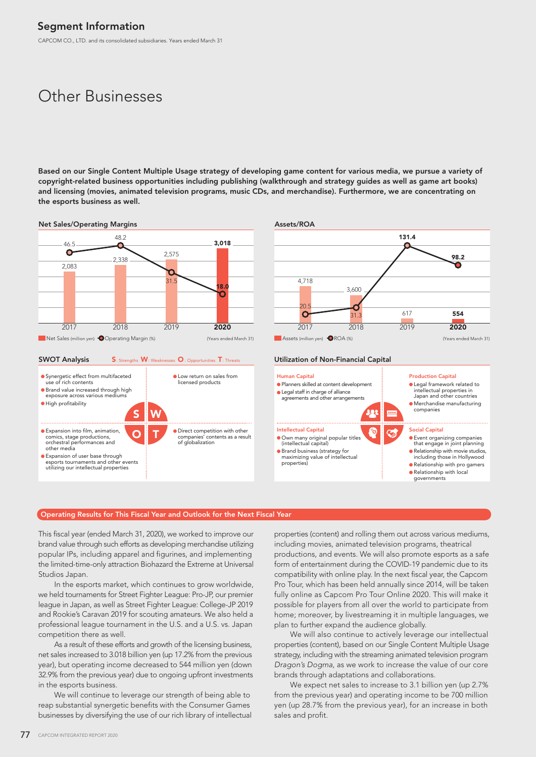## Segment Information

CAPCOM CO., LTD. and its consolidated subsidiaries. Years ended March 31

# Other Businesses

**Based on our Single Content Multiple Usage strategy of developing game content for various media, we pursue a variety of copyright-related business opportunities including publishing (walkthrough and strategy guides as well as game art books) and licensing (movies, animated television programs, music CDs, and merchandise). Furthermore, we are concentrating on the esports business as well.**

### Net Sales/Operating Margins

46.5
48.2
2,083
2,338
2,575
31.5
3,018
18.0
2017
2018
2019
2020

Net Sales (million yen) Operating Margin (%)

(Years ended March 31)

### Assets/ROA

131.4
98.2
4,718
3,600
20.5
31.3
617
554
2017
2018
2019
2020

Assets (million yen) ROA (%)

(Years ended March 31)

### SWOT Analysis

S: Strengths W: Weaknesses O: Opportunities T: Threats

**S**
- Synergetic effect from multifaceted use of rich contents
- Brand value increased through high exposure across various mediums
- High profitability

**W**
- Low return on sales from licensed products

**O**
- Expansion into film, animation, comics, stage productions, orchestral performances and other media
- Expansion of user base through esports tournaments and other events utilizing our intellectual properties

**T**
- Direct competition with other companies' contents as a result of globalization

### Utilization of Non-Financial Capital

**Human Capital**
- Planners skilled at content development
- Legal staff in charge of alliance agreements and other arrangements

**Production Capital**
- Legal framework related to intellectual properties in Japan and other countries
- Merchandise manufacturing companies

**Intellectual Capital**
- Own many original popular titles (intellectual capital)
- Brand business (strategy for maximizing value of intellectual properties)

**Social Capital**
- Event organizing companies that engage in joint planning
- Relationship with movie studios, including those in Hollywood
- Relationship with pro gamers
- Relationship with local governments

### Operating Results for This Fiscal Year and Outlook for the Next Fiscal Year

This fiscal year (ended March 31, 2020), we worked to improve our brand value through such efforts as developing merchandise utilizing popular IPs, including apparel and figurines, and implementing the limited-time-only attraction Biohazard the Extreme at Universal Studios Japan.

In the esports market, which continues to grow worldwide, we held tournaments for Street Fighter League: Pro-JP, our premier league in Japan, as well as Street Fighter League: College-JP 2019 and Rookie's Caravan 2019 for scouting amateurs. We also held a professional league tournament in the U.S. and a U.S. vs. Japan competition there as well.

As a result of these efforts and growth of the licensing business, net sales increased to 3.018 billion yen (up 17.2% from the previous year), but operating income decreased to 544 million yen (down 32.9% from the previous year) due to ongoing upfront investments in the esports business.

We will continue to leverage our strength of being able to reap substantial synergetic benefits with the Consumer Games businesses by diversifying the use of our rich library of intellectual properties (content) and rolling them out across various mediums, including movies, animated television programs, theatrical productions, and events. We will also promote esports as a safe form of entertainment during the COVID-19 pandemic due to its compatibility with online play. In the next fiscal year, the Capcom Pro Tour, which has been held annually since 2014, will be taken fully online as Capcom Pro Tour Online 2020. This will make it possible for players from all over the world to participate from home; moreover, by livestreaming it in multiple languages, we plan to further expand the audience globally.

We will also continue to actively leverage our intellectual properties (content), based on our Single Content Multiple Usage strategy, including with the streaming animated television program *Dragon's Dogma*, as we work to increase the value of our core brands through adaptations and collaborations.

We expect net sales to increase to 3.1 billion yen (up 2.7% from the previous year) and operating income to be 700 million yen (up 28.7% from the previous year), for an increase in both sales and profit.